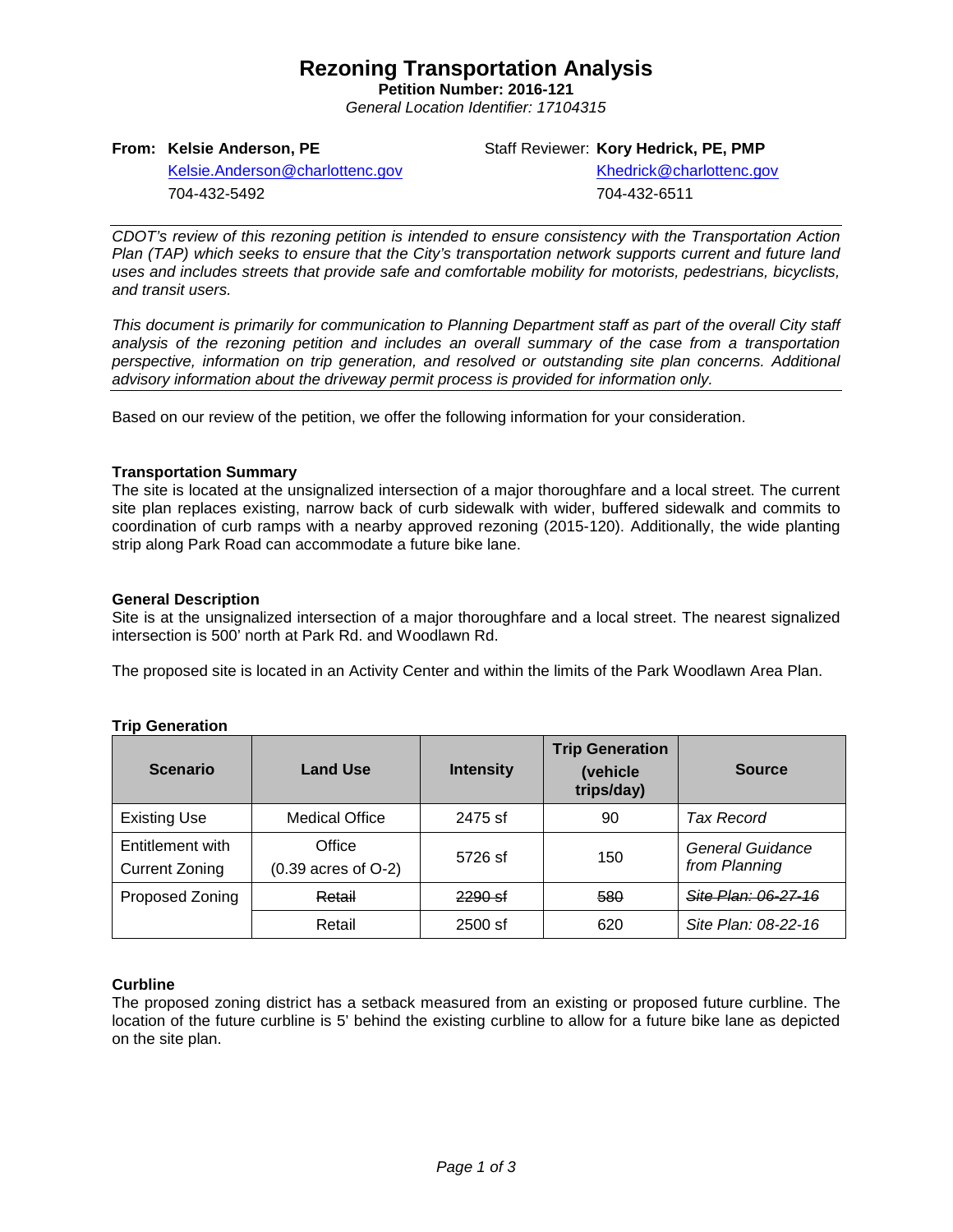# Rezoning Transportation Analysis

**Petition Number: 2016-121**

*General Location Identifier: 17104315*

**From: Kelsie Anderson, PE**
Kelsie.Anderson@charlottenc.gov
704-432-5492

Staff Reviewer: **Kory Hedrick, PE, PMP**
Khedrick@charlottenc.gov
704-432-6511

*CDOT's review of this rezoning petition is intended to ensure consistency with the Transportation Action Plan (TAP) which seeks to ensure that the City's transportation network supports current and future land uses and includes streets that provide safe and comfortable mobility for motorists, pedestrians, bicyclists, and transit users.*

*This document is primarily for communication to Planning Department staff as part of the overall City staff analysis of the rezoning petition and includes an overall summary of the case from a transportation perspective, information on trip generation, and resolved or outstanding site plan concerns. Additional advisory information about the driveway permit process is provided for information only.*

Based on our review of the petition, we offer the following information for your consideration.

**Transportation Summary**

The site is located at the unsignalized intersection of a major thoroughfare and a local street. The current site plan replaces existing, narrow back of curb sidewalk with wider, buffered sidewalk and commits to coordination of curb ramps with a nearby approved rezoning (2015-120). Additionally, the wide planting strip along Park Road can accommodate a future bike lane.

**General Description**

Site is at the unsignalized intersection of a major thoroughfare and a local street. The nearest signalized intersection is 500' north at Park Rd. and Woodlawn Rd.

The proposed site is located in an Activity Center and within the limits of the Park Woodlawn Area Plan.

**Trip Generation**

| Scenario | Land Use | Intensity | Trip Generation (vehicle trips/day) | Source |
|---|---|---|---|---|
| Existing Use | Medical Office | 2475 sf | 90 | *Tax Record* |
| Entitlement with Current Zoning | Office (0.39 acres of O-2) | 5726 sf | 150 | *General Guidance from Planning* |
| Proposed Zoning | ~~Retail~~ | ~~2290 sf~~ | ~~580~~ | ~~*Site Plan: 06-27-16*~~ |
| | Retail | 2500 sf | 620 | *Site Plan: 08-22-16* |

**Curbline**

The proposed zoning district has a setback measured from an existing or proposed future curbline. The location of the future curbline is 5' behind the existing curbline to allow for a future bike lane as depicted on the site plan.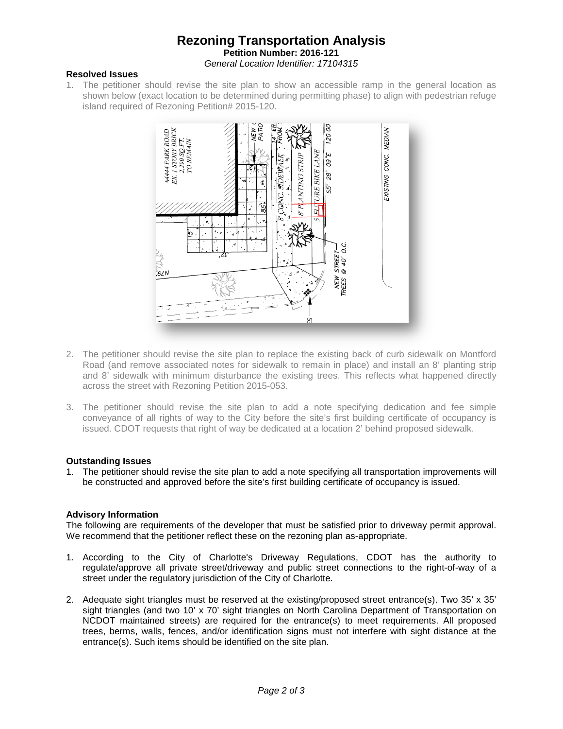# Rezoning Transportation Analysis

**Petition Number: 2016-121**

*General Location Identifier: 17104315*

### Resolved Issues

1. The petitioner should revise the site plan to show an accessible ramp in the general location as shown below (exact location to be determined during permitting phase) to align with pedestrian refuge island required of Rezoning Petition# 2015-120.

2. The petitioner should revise the site plan to replace the existing back of curb sidewalk on Montford Road (and remove associated notes for sidewalk to remain in place) and install an 8' planting strip and 8' sidewalk with minimum disturbance the existing trees. This reflects what happened directly across the street with Rezoning Petition 2015-053.

3. The petitioner should revise the site plan to add a note specifying dedication and fee simple conveyance of all rights of way to the City before the site's first building certificate of occupancy is issued. CDOT requests that right of way be dedicated at a location 2' behind proposed sidewalk.

### Outstanding Issues

1. The petitioner should revise the site plan to add a note specifying all transportation improvements will be constructed and approved before the site's first building certificate of occupancy is issued.

### Advisory Information

The following are requirements of the developer that must be satisfied prior to driveway permit approval. We recommend that the petitioner reflect these on the rezoning plan as-appropriate.

1. According to the City of Charlotte's Driveway Regulations, CDOT has the authority to regulate/approve all private street/driveway and public street connections to the right-of-way of a street under the regulatory jurisdiction of the City of Charlotte.

2. Adequate sight triangles must be reserved at the existing/proposed street entrance(s). Two 35' x 35' sight triangles (and two 10' x 70' sight triangles on North Carolina Department of Transportation on NCDOT maintained streets) are required for the entrance(s) to meet requirements. All proposed trees, berms, walls, fences, and/or identification signs must not interfere with sight distance at the entrance(s). Such items should be identified on the site plan.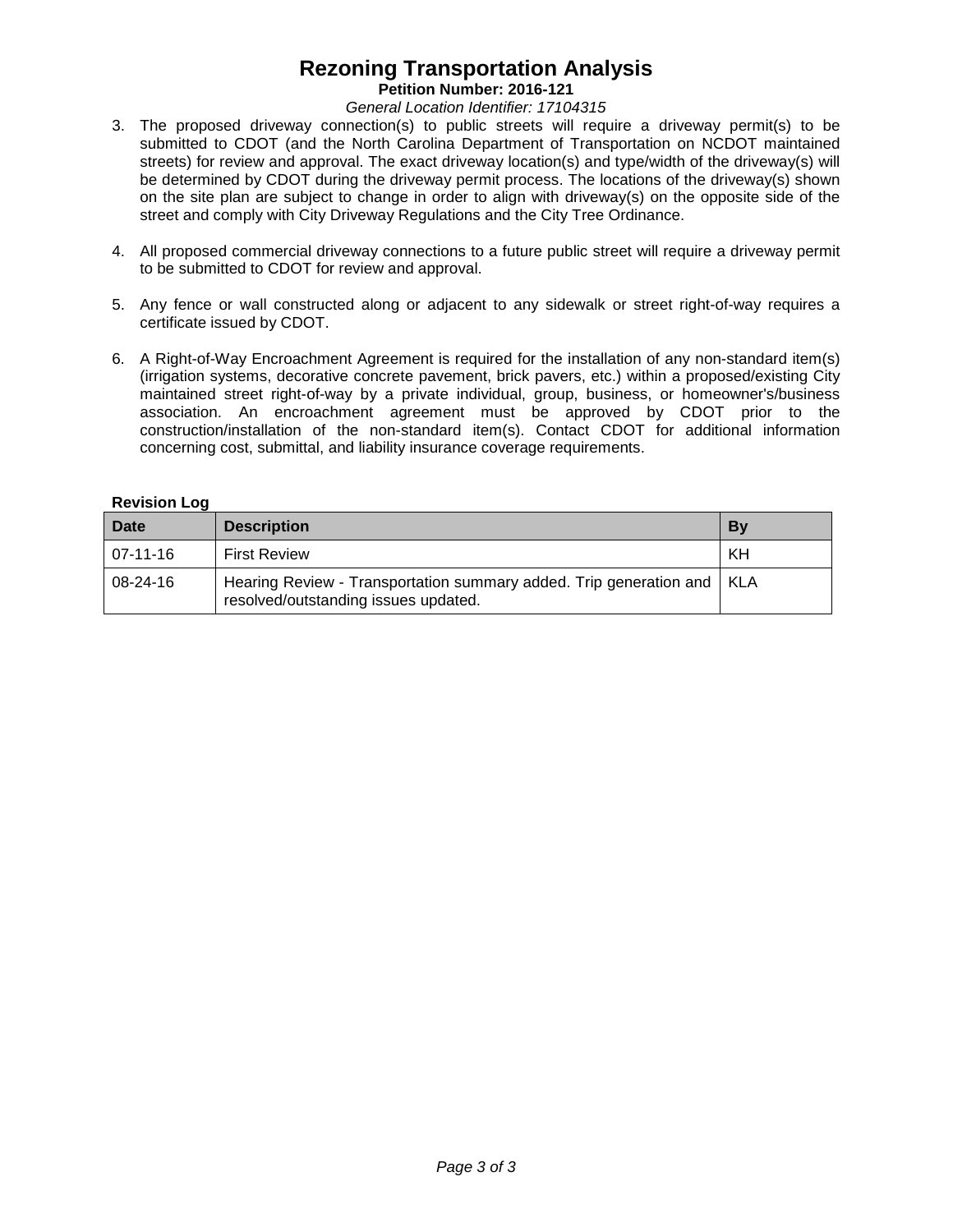# Rezoning Transportation Analysis

**Petition Number: 2016-121**

*General Location Identifier: 17104315*

3. The proposed driveway connection(s) to public streets will require a driveway permit(s) to be submitted to CDOT (and the North Carolina Department of Transportation on NCDOT maintained streets) for review and approval. The exact driveway location(s) and type/width of the driveway(s) will be determined by CDOT during the driveway permit process. The locations of the driveway(s) shown on the site plan are subject to change in order to align with driveway(s) on the opposite side of the street and comply with City Driveway Regulations and the City Tree Ordinance.

4. All proposed commercial driveway connections to a future public street will require a driveway permit to be submitted to CDOT for review and approval.

5. Any fence or wall constructed along or adjacent to any sidewalk or street right-of-way requires a certificate issued by CDOT.

6. A Right-of-Way Encroachment Agreement is required for the installation of any non-standard item(s) (irrigation systems, decorative concrete pavement, brick pavers, etc.) within a proposed/existing City maintained street right-of-way by a private individual, group, business, or homeowner's/business association. An encroachment agreement must be approved by CDOT prior to the construction/installation of the non-standard item(s). Contact CDOT for additional information concerning cost, submittal, and liability insurance coverage requirements.

**Revision Log**

| Date | Description | By |
|---|---|---|
| 07-11-16 | First Review | KH |
| 08-24-16 | Hearing Review - Transportation summary added. Trip generation and resolved/outstanding issues updated. | KLA |